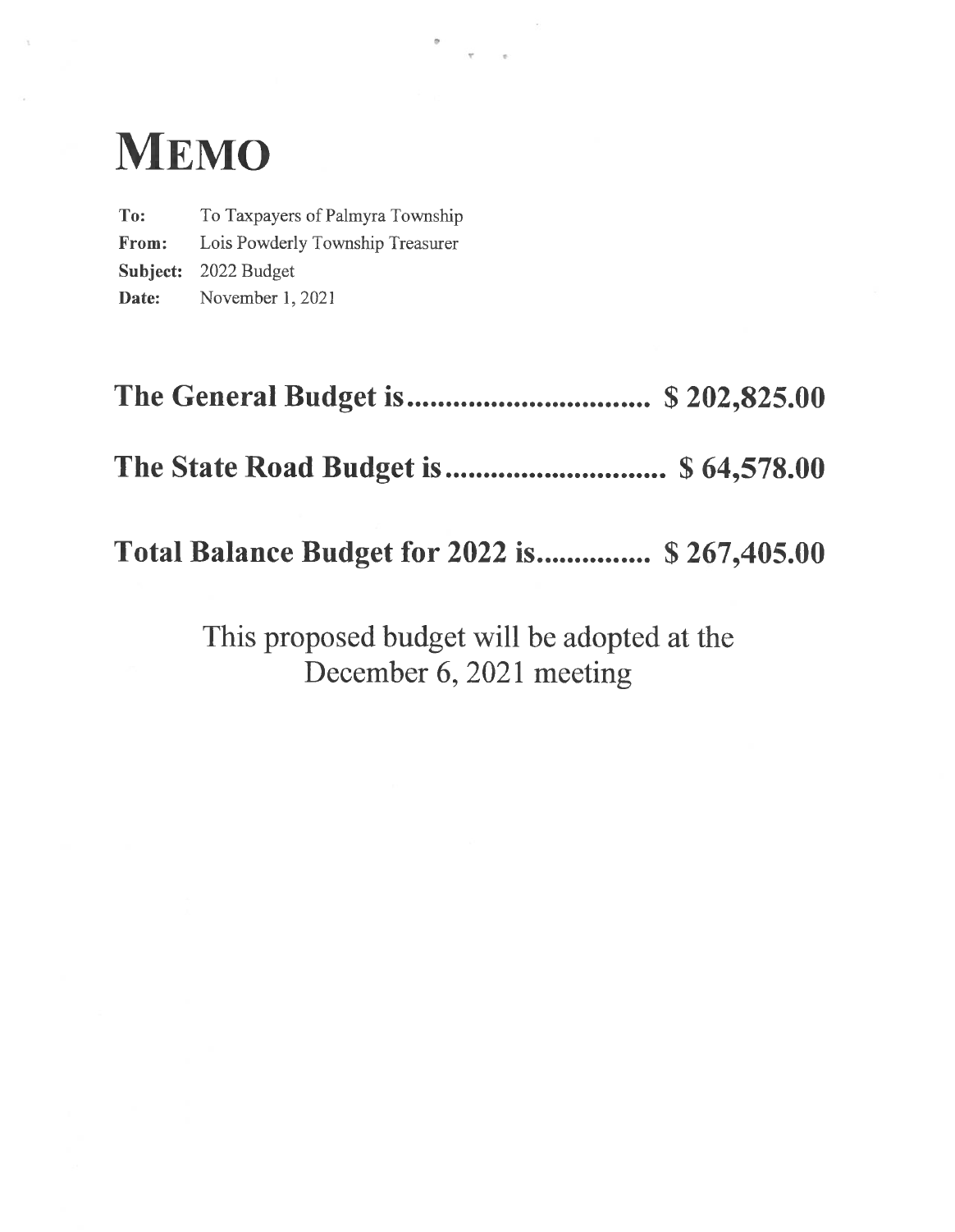# MEMO

**To:** To Taxpayers of Palmyra Township
**From:** Lois Powderly Township Treasurer
**Subject:** 2022 Budget
**Date:** November 1, 2021

**The General Budget is................................ $ 202,825.00**

**The State Road Budget is............................ $ 64,578.00**

**Total Balance Budget for 2022 is.............. $ 267,405.00**

This proposed budget will be adopted at the December 6, 2021 meeting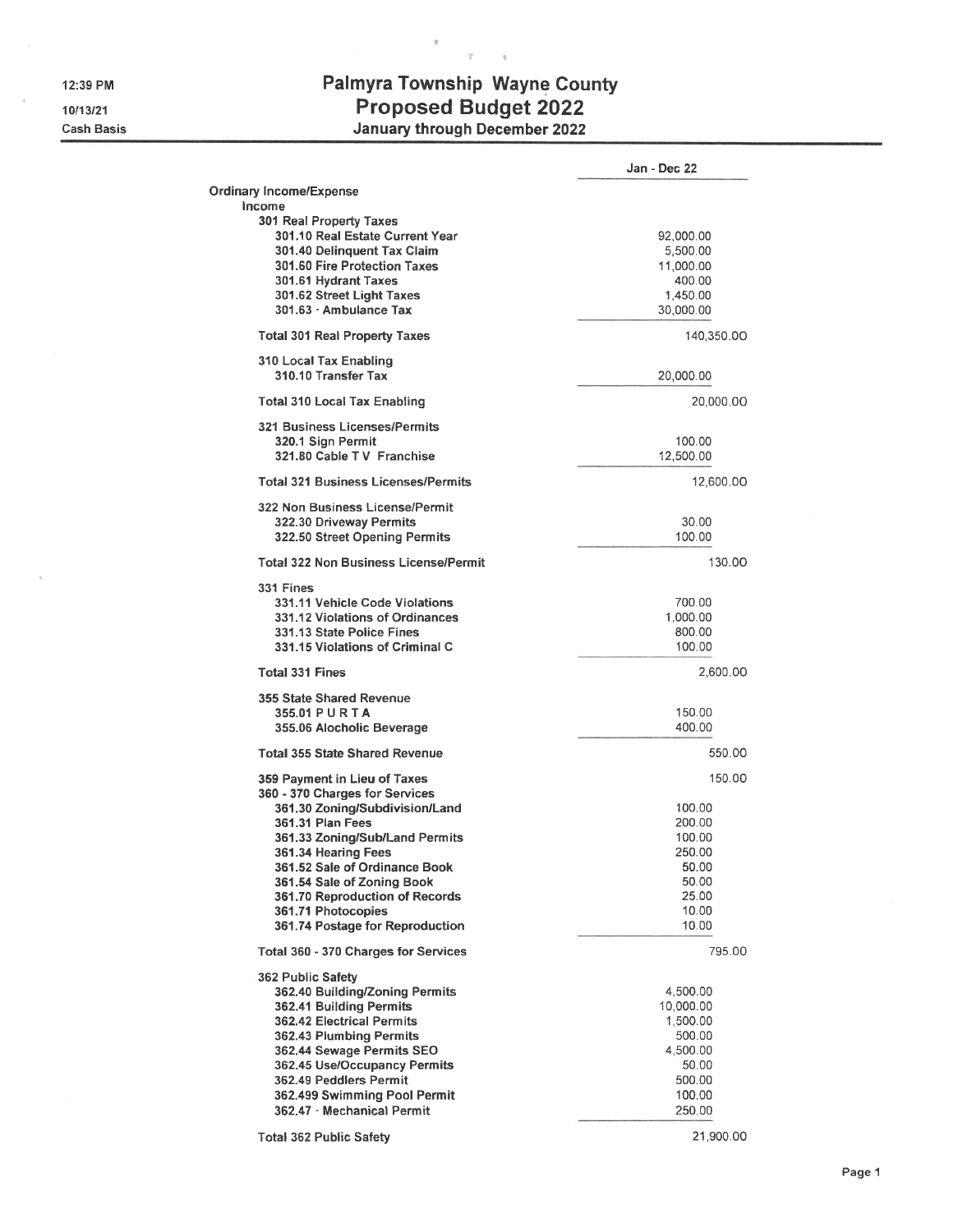12:39 PM
10/13/21
Cash Basis

# Palmyra Township Wayne County
## Proposed Budget 2022
### January through December 2022

| | Jan - Dec 22 |
|---|---|
| **Ordinary Income/Expense** | |
| **Income** | |
| **301 Real Property Taxes** | |
| 301.10 Real Estate Current Year | 92,000.00 |
| 301.40 Delinquent Tax Claim | 5,500.00 |
| 301.60 Fire Protection Taxes | 11,000.00 |
| 301.61 Hydrant Taxes | 400.00 |
| 301.62 Street Light Taxes | 1,450.00 |
| 301.63 · Ambulance Tax | 30,000.00 |
| **Total 301 Real Property Taxes** | 140,350.00 |
| **310 Local Tax Enabling** | |
| 310.10 Transfer Tax | 20,000.00 |
| **Total 310 Local Tax Enabling** | 20,000.00 |
| **321 Business Licenses/Permits** | |
| 320.1 Sign Permit | 100.00 |
| 321.80 Cable T V Franchise | 12,500.00 |
| **Total 321 Business Licenses/Permits** | 12,600.00 |
| **322 Non Business License/Permit** | |
| 322.30 Driveway Permits | 30.00 |
| 322.50 Street Opening Permits | 100.00 |
| **Total 322 Non Business License/Permit** | 130.00 |
| **331 Fines** | |
| 331.11 Vehicle Code Violations | 700.00 |
| 331.12 Violations of Ordinances | 1,000.00 |
| 331.13 State Police Fines | 800.00 |
| 331.15 Violations of Criminal C | 100.00 |
| **Total 331 Fines** | 2,600.00 |
| **355 State Shared Revenue** | |
| 355.01 P U R T A | 150.00 |
| 355.06 Alocholic Beverage | 400.00 |
| **Total 355 State Shared Revenue** | 550.00 |
| **359 Payment in Lieu of Taxes** | 150.00 |
| **360 - 370 Charges for Services** | |
| 361.30 Zoning/Subdivision/Land | 100.00 |
| 361.31 Plan Fees | 200.00 |
| 361.33 Zoning/Sub/Land Permits | 100.00 |
| 361.34 Hearing Fees | 250.00 |
| 361.52 Sale of Ordinance Book | 50.00 |
| 361.54 Sale of Zoning Book | 50.00 |
| 361.70 Reproduction of Records | 25.00 |
| 361.71 Photocopies | 10.00 |
| 361.74 Postage for Reproduction | 10.00 |
| **Total 360 - 370 Charges for Services** | 795.00 |
| **362 Public Safety** | |
| 362.40 Building/Zoning Permits | 4,500.00 |
| 362.41 Building Permits | 10,000.00 |
| 362.42 Electrical Permits | 1,500.00 |
| 362.43 Plumbing Permits | 500.00 |
| 362.44 Sewage Permits SEO | 4,500.00 |
| 362.45 Use/Occupancy Permits | 50.00 |
| 362.49 Peddlers Permit | 500.00 |
| 362.499 Swimming Pool Permit | 100.00 |
| 362.47 · Mechanical Permit | 250.00 |
| **Total 362 Public Safety** | 21,900.00 |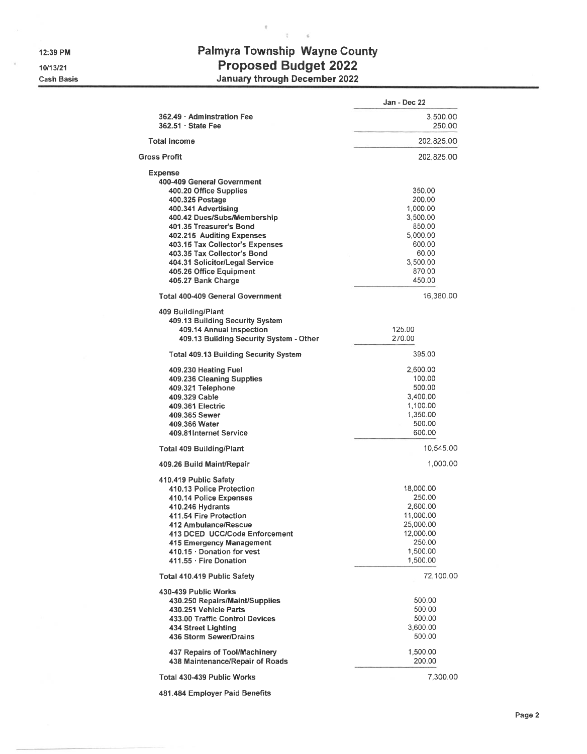# Palmyra Township Wayne County
## Proposed Budget 2022
### January through December 2022

12:39 PM
10/13/21
Cash Basis

| | | Jan - Dec 22 |
|---|---|---|
| 362.49 · Adminstration Fee | | 3,500.00 |
| 362.51 · State Fee | | 250.00 |
| **Total Income** | | 202,825.00 |
| **Gross Profit** | | 202,825.00 |
| **Expense** | | |
| **400-409 General Government** | | |
| 400.20 Office Supplies | | 350.00 |
| 400.325 Postage | | 200.00 |
| 400.341 Advertising | | 1,000.00 |
| 400.42 Dues/Subs/Membership | | 3,500.00 |
| 401.35 Treasurer's Bond | | 850.00 |
| 402.215 Auditing Expenses | | 5,000.00 |
| 403.15 Tax Collector's Expenses | | 600.00 |
| 403.35 Tax Collector's Bond | | 60.00 |
| 404.31 Solicitor/Legal Service | | 3,500.00 |
| 405.26 Office Equipment | | 870.00 |
| 405.27 Bank Charge | | 450.00 |
| **Total 400-409 General Government** | | 16,380.00 |
| **409 Building/Plant** | | |
| 409.13 Building Security System | | |
| 409.14 Annual Inspection | 125.00 | |
| 409.13 Building Security System - Other | 270.00 | |
| **Total 409.13 Building Security System** | | 395.00 |
| 409.230 Heating Fuel | | 2,600.00 |
| 409.236 Cleaning Supplies | | 100.00 |
| 409.321 Telephone | | 500.00 |
| 409.329 Cable | | 3,400.00 |
| 409.361 Electric | | 1,100.00 |
| 409.365 Sewer | | 1,350.00 |
| 409.366 Water | | 500.00 |
| 409.81Internet Service | | 600.00 |
| **Total 409 Building/Plant** | | 10,545.00 |
| 409.26 Build Maint/Repair | | 1,000.00 |
| **410.419 Public Safety** | | |
| 410.13 Police Protection | | 18,000.00 |
| 410.14 Police Expenses | | 250.00 |
| 410.246 Hydrants | | 2,600.00 |
| 411.54 Fire Protection | | 11,000.00 |
| 412 Ambulance/Rescue | | 25,000.00 |
| 413 DCED UCC/Code Enforcement | | 12,000.00 |
| 415 Emergency Management | | 250.00 |
| 410.15 · Donation for vest | | 1,500.00 |
| 411.55 · Fire Donation | | 1,500.00 |
| **Total 410.419 Public Safety** | | 72,100.00 |
| **430-439 Public Works** | | |
| 430.250 Repairs/Maint/Supplies | | 500.00 |
| 430.251 Vehicle Parts | | 500.00 |
| 433.00 Traffic Control Devices | | 500.00 |
| 434 Street Lighting | | 3,600.00 |
| 436 Storm Sewer/Drains | | 500.00 |
| 437 Repairs of Tool/Machinery | | 1,500.00 |
| 438 Maintenance/Repair of Roads | | 200.00 |
| **Total 430-439 Public Works** | | 7,300.00 |
| **481.484 Employer Paid Benefits** | | |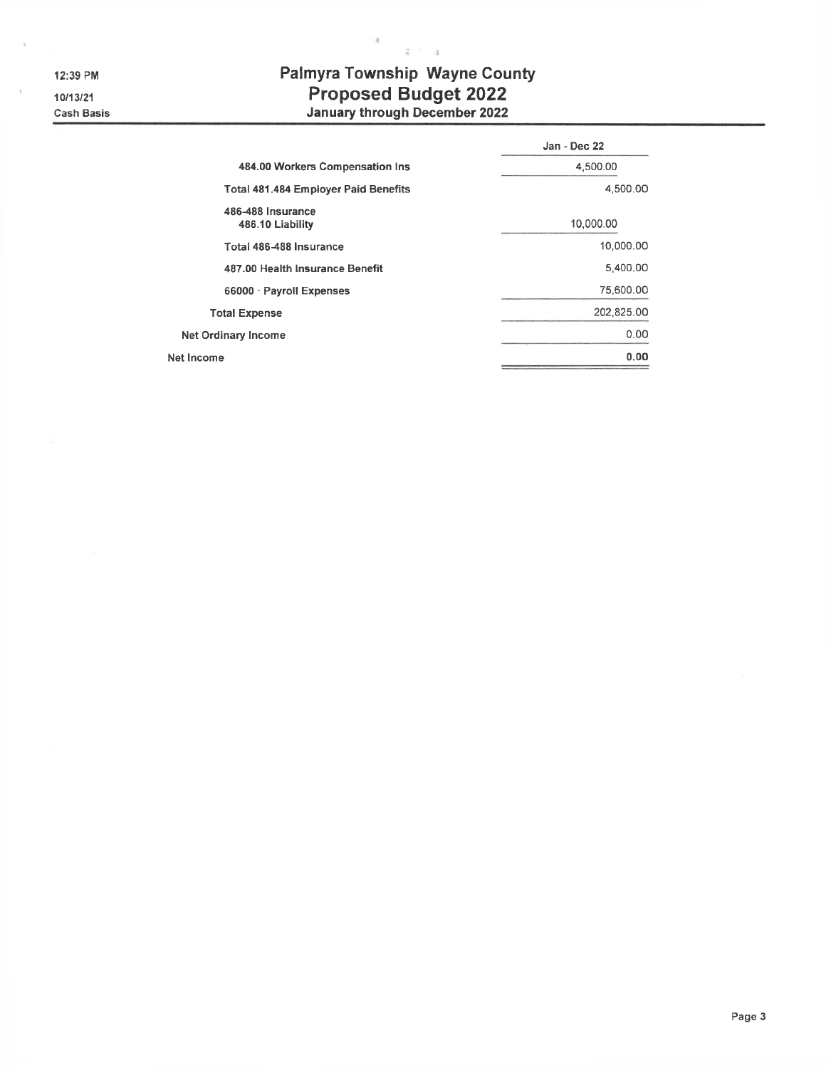12:39 PM
10/13/21
Cash Basis

# Palmyra Township Wayne County
## Proposed Budget 2022
### January through December 2022

| | Jan - Dec 22 |
|---|---|
| 484.00 Workers Compensation Ins | 4,500.00 |
| Total 481.484 Employer Paid Benefits | 4,500.00 |
| 486-488 Insurance | |
| 486.10 Liability | 10,000.00 |
| Total 486-488 Insurance | 10,000.00 |
| 487.00 Health Insurance Benefit | 5,400.00 |
| 66000 · Payroll Expenses | 75,600.00 |
| Total Expense | 202,825.00 |
| Net Ordinary Income | 0.00 |
| Net Income | **0.00** |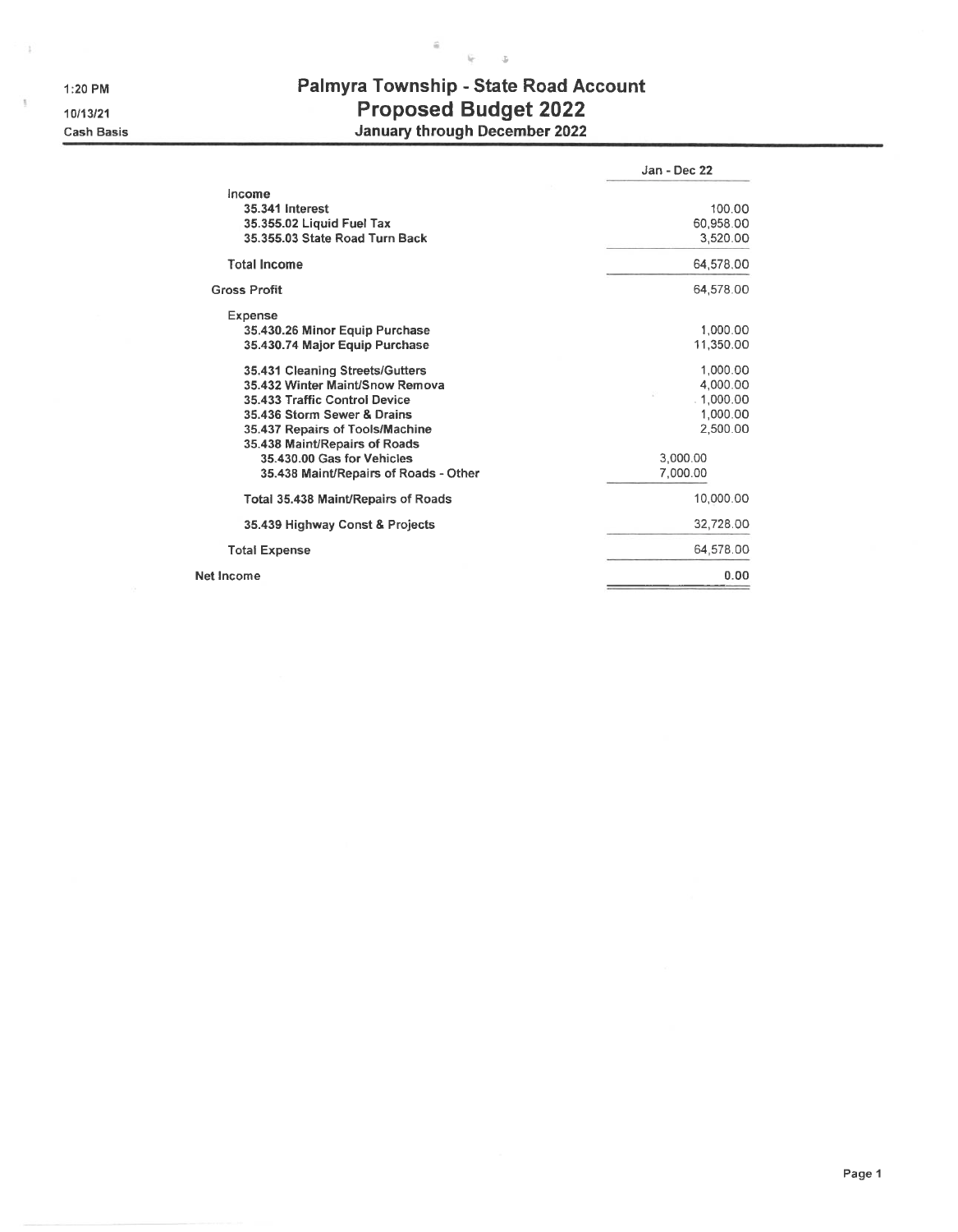1:20 PM
10/13/21
Cash Basis

# Palmyra Township - State Road Account
## Proposed Budget 2022
### January through December 2022

| | | Jan - Dec 22 |
|---|---|---|
| **Income** | | |
| 35.341 Interest | | 100.00 |
| 35.355.02 Liquid Fuel Tax | | 60,958.00 |
| 35.355.03 State Road Turn Back | | 3,520.00 |
| **Total Income** | | 64,578.00 |
| **Gross Profit** | | 64,578.00 |
| **Expense** | | |
| 35.430.26 Minor Equip Purchase | | 1,000.00 |
| 35.430.74 Major Equip Purchase | | 11,350.00 |
| 35.431 Cleaning Streets/Gutters | | 1,000.00 |
| 35.432 Winter Maint/Snow Remova | | 4,000.00 |
| 35.433 Traffic Control Device | | 1,000.00 |
| 35.436 Storm Sewer & Drains | | 1,000.00 |
| 35.437 Repairs of Tools/Machine | | 2,500.00 |
| 35.438 Maint/Repairs of Roads | | |
| 35.430.00 Gas for Vehicles | 3,000.00 | |
| 35.438 Maint/Repairs of Roads - Other | 7,000.00 | |
| **Total 35.438 Maint/Repairs of Roads** | | 10,000.00 |
| 35.439 Highway Const & Projects | | 32,728.00 |
| **Total Expense** | | 64,578.00 |
| **Net Income** | | 0.00 |